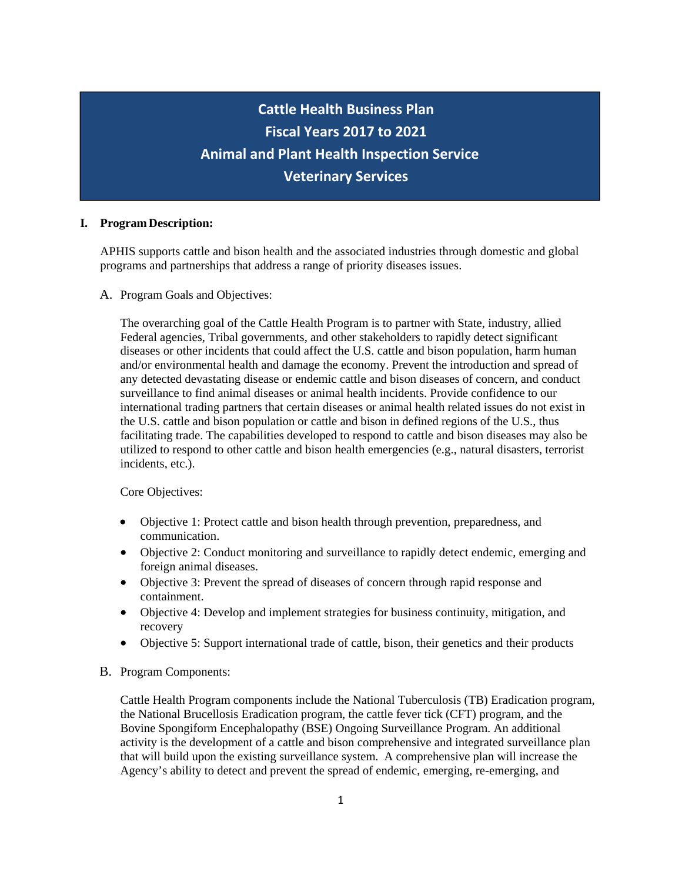# Cattle Health Business Plan
# Fiscal Years 2017 to 2021
# Animal and Plant Health Inspection Service
# Veterinary Services

## I. Program Description:

APHIS supports cattle and bison health and the associated industries through domestic and global programs and partnerships that address a range of priority diseases issues.

### A. Program Goals and Objectives:

The overarching goal of the Cattle Health Program is to partner with State, industry, allied Federal agencies, Tribal governments, and other stakeholders to rapidly detect significant diseases or other incidents that could affect the U.S. cattle and bison population, harm human and/or environmental health and damage the economy. Prevent the introduction and spread of any detected devastating disease or endemic cattle and bison diseases of concern, and conduct surveillance to find animal diseases or animal health incidents. Provide confidence to our international trading partners that certain diseases or animal health related issues do not exist in the U.S. cattle and bison population or cattle and bison in defined regions of the U.S., thus facilitating trade. The capabilities developed to respond to cattle and bison diseases may also be utilized to respond to other cattle and bison health emergencies (e.g., natural disasters, terrorist incidents, etc.).

Core Objectives:

- Objective 1: Protect cattle and bison health through prevention, preparedness, and communication.
- Objective 2: Conduct monitoring and surveillance to rapidly detect endemic, emerging and foreign animal diseases.
- Objective 3: Prevent the spread of diseases of concern through rapid response and containment.
- Objective 4: Develop and implement strategies for business continuity, mitigation, and recovery
- Objective 5: Support international trade of cattle, bison, their genetics and their products

### B. Program Components:

Cattle Health Program components include the National Tuberculosis (TB) Eradication program, the National Brucellosis Eradication program, the cattle fever tick (CFT) program, and the Bovine Spongiform Encephalopathy (BSE) Ongoing Surveillance Program. An additional activity is the development of a cattle and bison comprehensive and integrated surveillance plan that will build upon the existing surveillance system. A comprehensive plan will increase the Agency's ability to detect and prevent the spread of endemic, emerging, re-emerging, and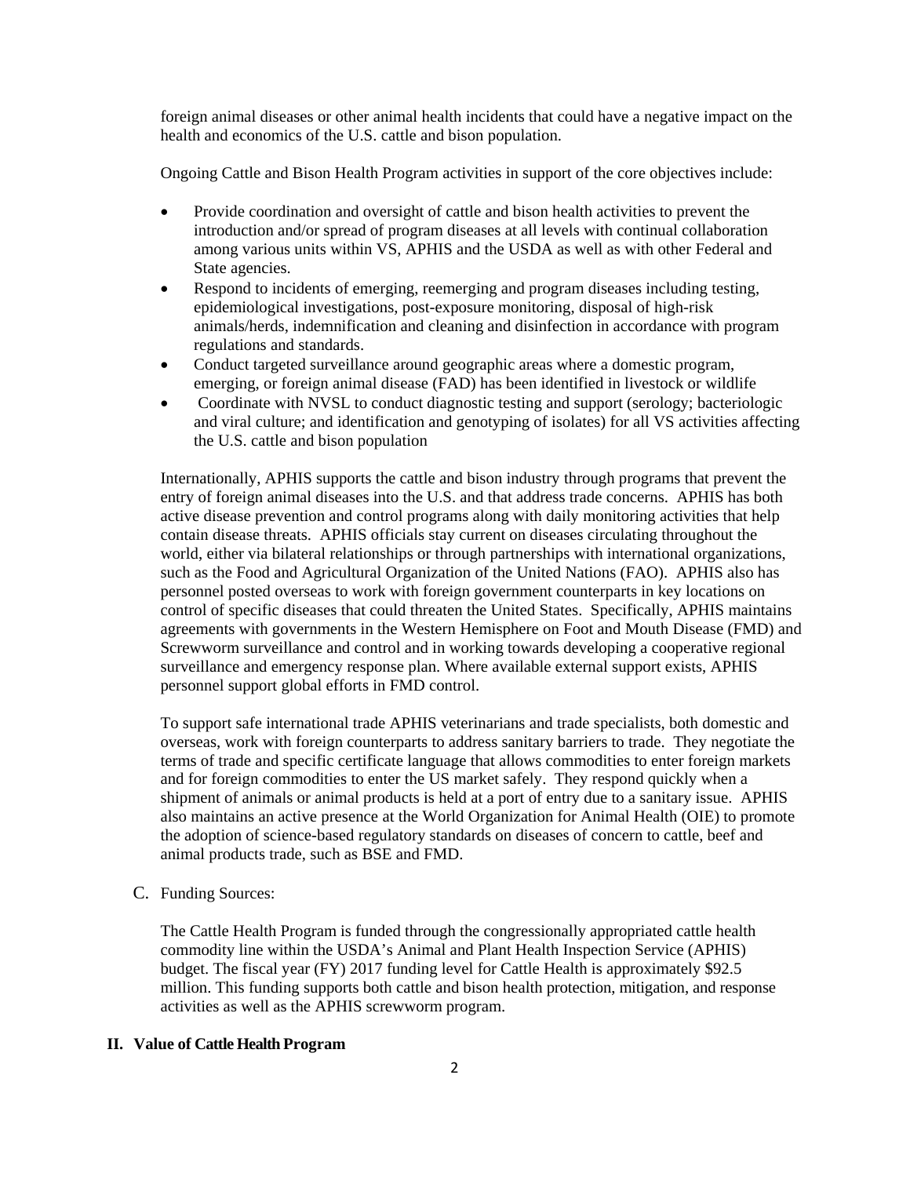foreign animal diseases or other animal health incidents that could have a negative impact on the health and economics of the U.S. cattle and bison population.

Ongoing Cattle and Bison Health Program activities in support of the core objectives include:

- Provide coordination and oversight of cattle and bison health activities to prevent the introduction and/or spread of program diseases at all levels with continual collaboration among various units within VS, APHIS and the USDA as well as with other Federal and State agencies.
- Respond to incidents of emerging, reemerging and program diseases including testing, epidemiological investigations, post-exposure monitoring, disposal of high-risk animals/herds, indemnification and cleaning and disinfection in accordance with program regulations and standards.
- Conduct targeted surveillance around geographic areas where a domestic program, emerging, or foreign animal disease (FAD) has been identified in livestock or wildlife
- Coordinate with NVSL to conduct diagnostic testing and support (serology; bacteriologic and viral culture; and identification and genotyping of isolates) for all VS activities affecting the U.S. cattle and bison population

Internationally, APHIS supports the cattle and bison industry through programs that prevent the entry of foreign animal diseases into the U.S. and that address trade concerns. APHIS has both active disease prevention and control programs along with daily monitoring activities that help contain disease threats. APHIS officials stay current on diseases circulating throughout the world, either via bilateral relationships or through partnerships with international organizations, such as the Food and Agricultural Organization of the United Nations (FAO). APHIS also has personnel posted overseas to work with foreign government counterparts in key locations on control of specific diseases that could threaten the United States. Specifically, APHIS maintains agreements with governments in the Western Hemisphere on Foot and Mouth Disease (FMD) and Screwworm surveillance and control and in working towards developing a cooperative regional surveillance and emergency response plan. Where available external support exists, APHIS personnel support global efforts in FMD control.

To support safe international trade APHIS veterinarians and trade specialists, both domestic and overseas, work with foreign counterparts to address sanitary barriers to trade. They negotiate the terms of trade and specific certificate language that allows commodities to enter foreign markets and for foreign commodities to enter the US market safely. They respond quickly when a shipment of animals or animal products is held at a port of entry due to a sanitary issue. APHIS also maintains an active presence at the World Organization for Animal Health (OIE) to promote the adoption of science-based regulatory standards on diseases of concern to cattle, beef and animal products trade, such as BSE and FMD.

C. Funding Sources:

The Cattle Health Program is funded through the congressionally appropriated cattle health commodity line within the USDA's Animal and Plant Health Inspection Service (APHIS) budget. The fiscal year (FY) 2017 funding level for Cattle Health is approximately $92.5 million. This funding supports both cattle and bison health protection, mitigation, and response activities as well as the APHIS screwworm program.

## II. Value of Cattle Health Program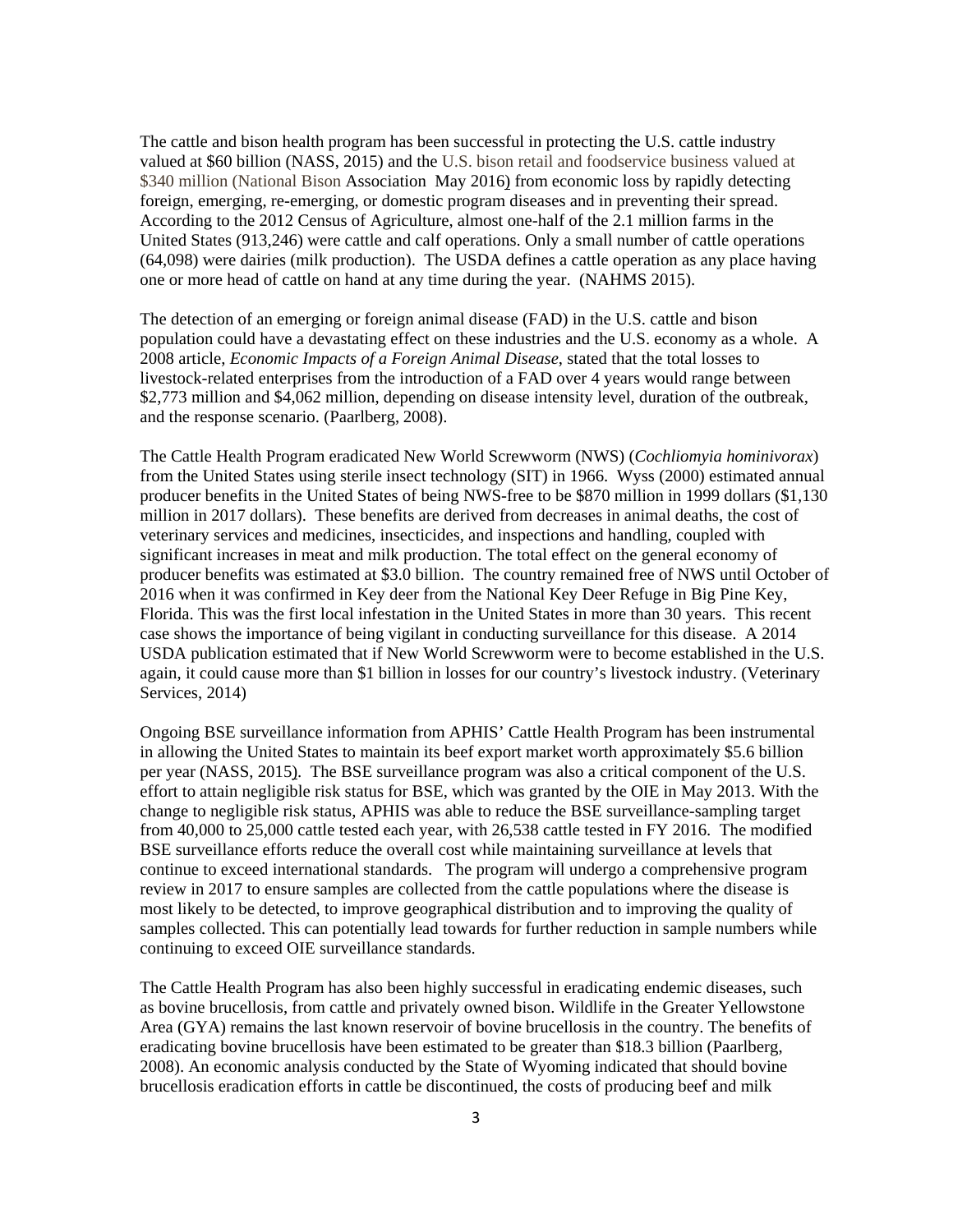The cattle and bison health program has been successful in protecting the U.S. cattle industry valued at $60 billion (NASS, 2015) and the U.S. bison retail and foodservice business valued at $340 million (National Bison Association May 2016) from economic loss by rapidly detecting foreign, emerging, re-emerging, or domestic program diseases and in preventing their spread. According to the 2012 Census of Agriculture, almost one-half of the 2.1 million farms in the United States (913,246) were cattle and calf operations. Only a small number of cattle operations (64,098) were dairies (milk production). The USDA defines a cattle operation as any place having one or more head of cattle on hand at any time during the year. (NAHMS 2015).

The detection of an emerging or foreign animal disease (FAD) in the U.S. cattle and bison population could have a devastating effect on these industries and the U.S. economy as a whole. A 2008 article, *Economic Impacts of a Foreign Animal Disease*, stated that the total losses to livestock-related enterprises from the introduction of a FAD over 4 years would range between $2,773 million and $4,062 million, depending on disease intensity level, duration of the outbreak, and the response scenario. (Paarlberg, 2008).

The Cattle Health Program eradicated New World Screwworm (NWS) (*Cochliomyia hominivorax*) from the United States using sterile insect technology (SIT) in 1966. Wyss (2000) estimated annual producer benefits in the United States of being NWS-free to be $870 million in 1999 dollars ($1,130 million in 2017 dollars). These benefits are derived from decreases in animal deaths, the cost of veterinary services and medicines, insecticides, and inspections and handling, coupled with significant increases in meat and milk production. The total effect on the general economy of producer benefits was estimated at $3.0 billion. The country remained free of NWS until October of 2016 when it was confirmed in Key deer from the National Key Deer Refuge in Big Pine Key, Florida. This was the first local infestation in the United States in more than 30 years. This recent case shows the importance of being vigilant in conducting surveillance for this disease. A 2014 USDA publication estimated that if New World Screwworm were to become established in the U.S. again, it could cause more than $1 billion in losses for our country's livestock industry. (Veterinary Services, 2014)

Ongoing BSE surveillance information from APHIS' Cattle Health Program has been instrumental in allowing the United States to maintain its beef export market worth approximately $5.6 billion per year (NASS, 2015). The BSE surveillance program was also a critical component of the U.S. effort to attain negligible risk status for BSE, which was granted by the OIE in May 2013. With the change to negligible risk status, APHIS was able to reduce the BSE surveillance-sampling target from 40,000 to 25,000 cattle tested each year, with 26,538 cattle tested in FY 2016. The modified BSE surveillance efforts reduce the overall cost while maintaining surveillance at levels that continue to exceed international standards. The program will undergo a comprehensive program review in 2017 to ensure samples are collected from the cattle populations where the disease is most likely to be detected, to improve geographical distribution and to improving the quality of samples collected. This can potentially lead towards for further reduction in sample numbers while continuing to exceed OIE surveillance standards.

The Cattle Health Program has also been highly successful in eradicating endemic diseases, such as bovine brucellosis, from cattle and privately owned bison. Wildlife in the Greater Yellowstone Area (GYA) remains the last known reservoir of bovine brucellosis in the country. The benefits of eradicating bovine brucellosis have been estimated to be greater than $18.3 billion (Paarlberg, 2008). An economic analysis conducted by the State of Wyoming indicated that should bovine brucellosis eradication efforts in cattle be discontinued, the costs of producing beef and milk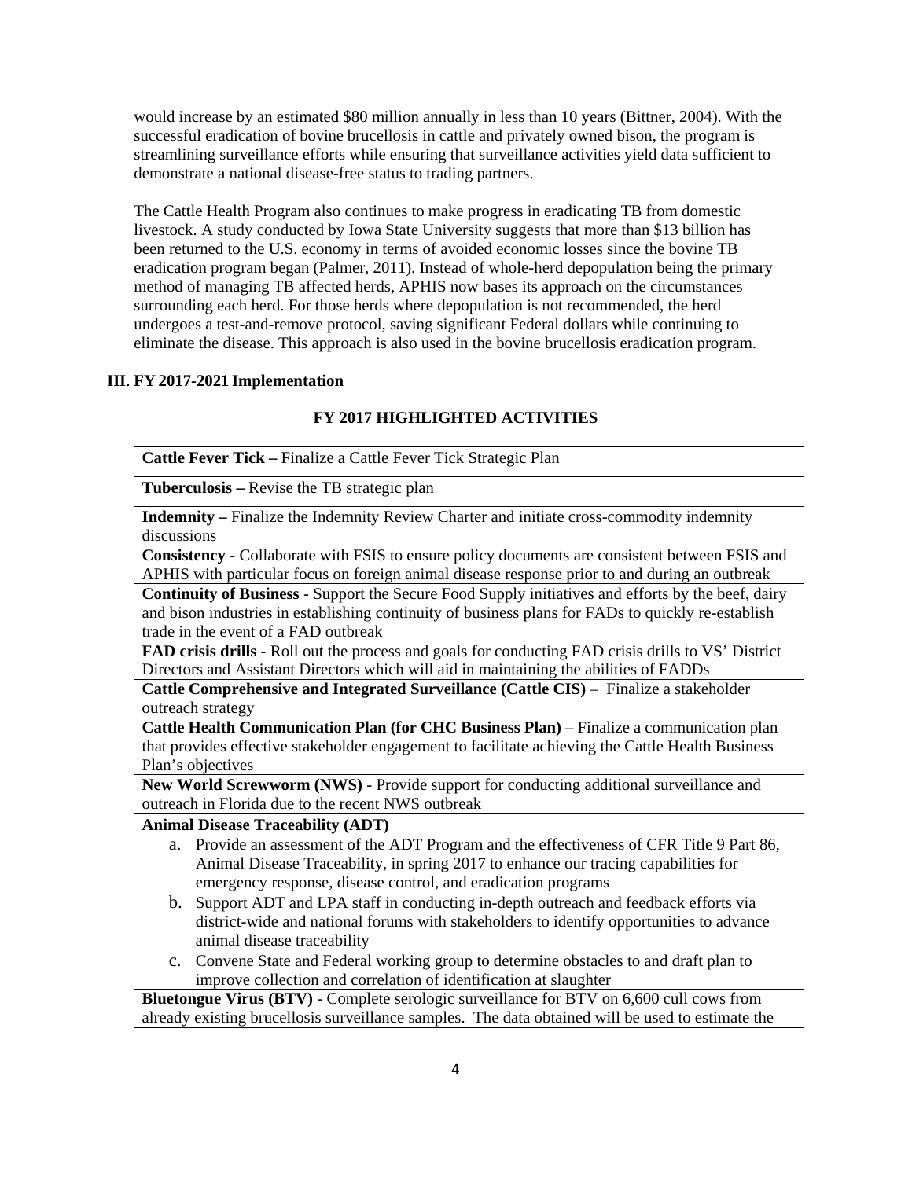would increase by an estimated $80 million annually in less than 10 years (Bittner, 2004). With the successful eradication of bovine brucellosis in cattle and privately owned bison, the program is streamlining surveillance efforts while ensuring that surveillance activities yield data sufficient to demonstrate a national disease-free status to trading partners.

The Cattle Health Program also continues to make progress in eradicating TB from domestic livestock. A study conducted by Iowa State University suggests that more than $13 billion has been returned to the U.S. economy in terms of avoided economic losses since the bovine TB eradication program began (Palmer, 2011). Instead of whole-herd depopulation being the primary method of managing TB affected herds, APHIS now bases its approach on the circumstances surrounding each herd. For those herds where depopulation is not recommended, the herd undergoes a test-and-remove protocol, saving significant Federal dollars while continuing to eliminate the disease. This approach is also used in the bovine brucellosis eradication program.

## III. FY 2017-2021 Implementation

### FY 2017 HIGHLIGHTED ACTIVITIES

| FY 2017 Highlighted Activities |
|---|
| **Cattle Fever Tick –** Finalize a Cattle Fever Tick Strategic Plan |
| **Tuberculosis –** Revise the TB strategic plan |
| **Indemnity –** Finalize the Indemnity Review Charter and initiate cross-commodity indemnity discussions |
| **Consistency** - Collaborate with FSIS to ensure policy documents are consistent between FSIS and APHIS with particular focus on foreign animal disease response prior to and during an outbreak |
| **Continuity of Business** - Support the Secure Food Supply initiatives and efforts by the beef, dairy and bison industries in establishing continuity of business plans for FADs to quickly re-establish trade in the event of a FAD outbreak |
| **FAD crisis drills** - Roll out the process and goals for conducting FAD crisis drills to VS' District Directors and Assistant Directors which will aid in maintaining the abilities of FADDs |
| **Cattle Comprehensive and Integrated Surveillance (Cattle CIS)** – Finalize a stakeholder outreach strategy |
| **Cattle Health Communication Plan (for CHC Business Plan)** – Finalize a communication plan that provides effective stakeholder engagement to facilitate achieving the Cattle Health Business Plan's objectives |
| **New World Screwworm (NWS)** - Provide support for conducting additional surveillance and outreach in Florida due to the recent NWS outbreak |
| **Animal Disease Traceability (ADT)**<br>a. Provide an assessment of the ADT Program and the effectiveness of CFR Title 9 Part 86, Animal Disease Traceability, in spring 2017 to enhance our tracing capabilities for emergency response, disease control, and eradication programs<br>b. Support ADT and LPA staff in conducting in-depth outreach and feedback efforts via district-wide and national forums with stakeholders to identify opportunities to advance animal disease traceability<br>c. Convene State and Federal working group to determine obstacles to and draft plan to improve collection and correlation of identification at slaughter |
| **Bluetongue Virus (BTV)** - Complete serologic surveillance for BTV on 6,600 cull cows from already existing brucellosis surveillance samples. The data obtained will be used to estimate the |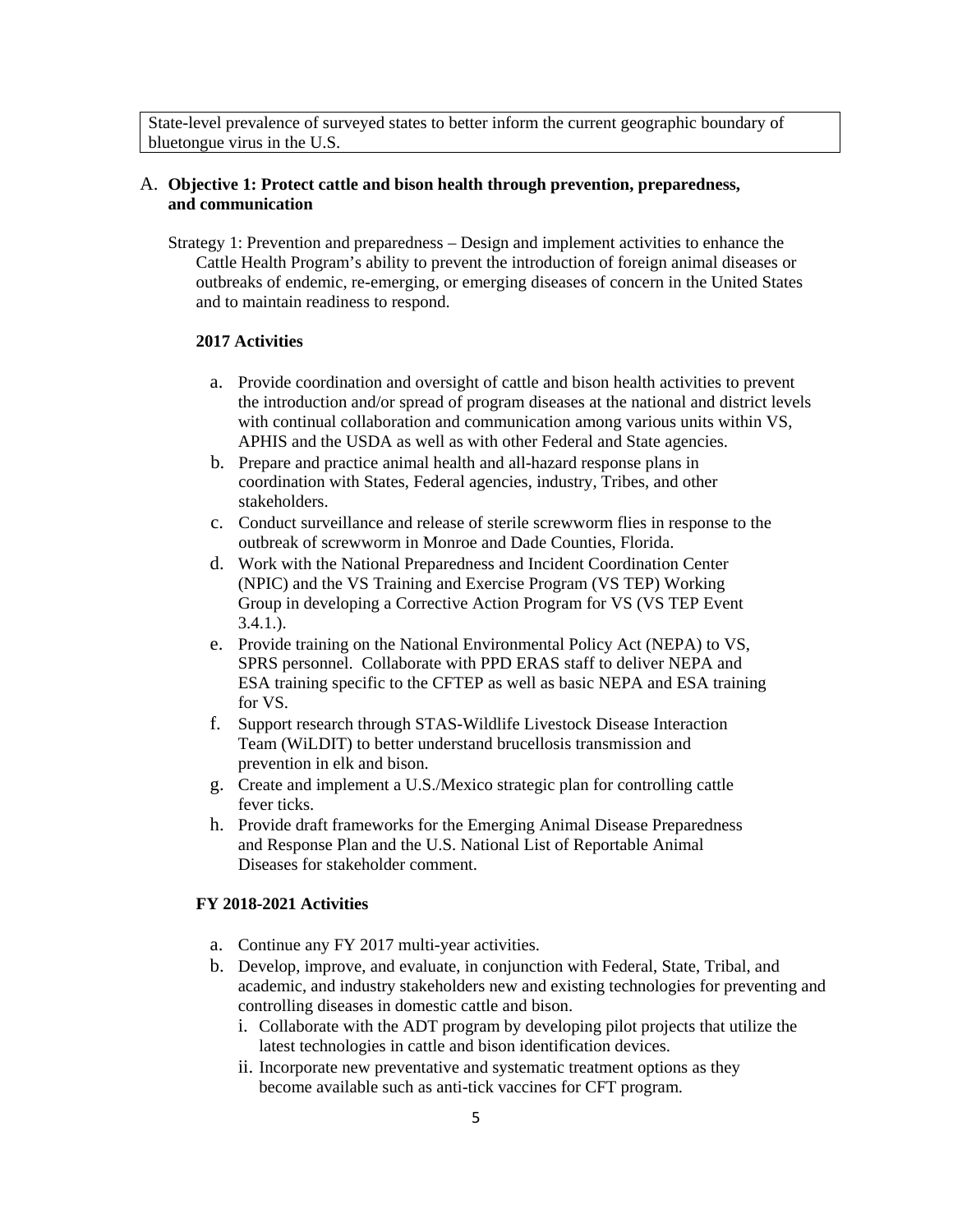| State-level prevalence of surveyed states to better inform the current geographic boundary of bluetongue virus in the U.S. |
| --- |

A. **Objective 1: Protect cattle and bison health through prevention, preparedness, and communication**

Strategy 1: Prevention and preparedness – Design and implement activities to enhance the Cattle Health Program's ability to prevent the introduction of foreign animal diseases or outbreaks of endemic, re-emerging, or emerging diseases of concern in the United States and to maintain readiness to respond.

**2017 Activities**

a. Provide coordination and oversight of cattle and bison health activities to prevent the introduction and/or spread of program diseases at the national and district levels with continual collaboration and communication among various units within VS, APHIS and the USDA as well as with other Federal and State agencies.
b. Prepare and practice animal health and all-hazard response plans in coordination with States, Federal agencies, industry, Tribes, and other stakeholders.
c. Conduct surveillance and release of sterile screwworm flies in response to the outbreak of screwworm in Monroe and Dade Counties, Florida.
d. Work with the National Preparedness and Incident Coordination Center (NPIC) and the VS Training and Exercise Program (VS TEP) Working Group in developing a Corrective Action Program for VS (VS TEP Event 3.4.1.).
e. Provide training on the National Environmental Policy Act (NEPA) to VS, SPRS personnel. Collaborate with PPD ERAS staff to deliver NEPA and ESA training specific to the CFTEP as well as basic NEPA and ESA training for VS.
f. Support research through STAS-Wildlife Livestock Disease Interaction Team (WiLDIT) to better understand brucellosis transmission and prevention in elk and bison.
g. Create and implement a U.S./Mexico strategic plan for controlling cattle fever ticks.
h. Provide draft frameworks for the Emerging Animal Disease Preparedness and Response Plan and the U.S. National List of Reportable Animal Diseases for stakeholder comment.

**FY 2018-2021 Activities**

a. Continue any FY 2017 multi-year activities.
b. Develop, improve, and evaluate, in conjunction with Federal, State, Tribal, and academic, and industry stakeholders new and existing technologies for preventing and controlling diseases in domestic cattle and bison.
   i. Collaborate with the ADT program by developing pilot projects that utilize the latest technologies in cattle and bison identification devices.
   ii. Incorporate new preventative and systematic treatment options as they become available such as anti-tick vaccines for CFT program.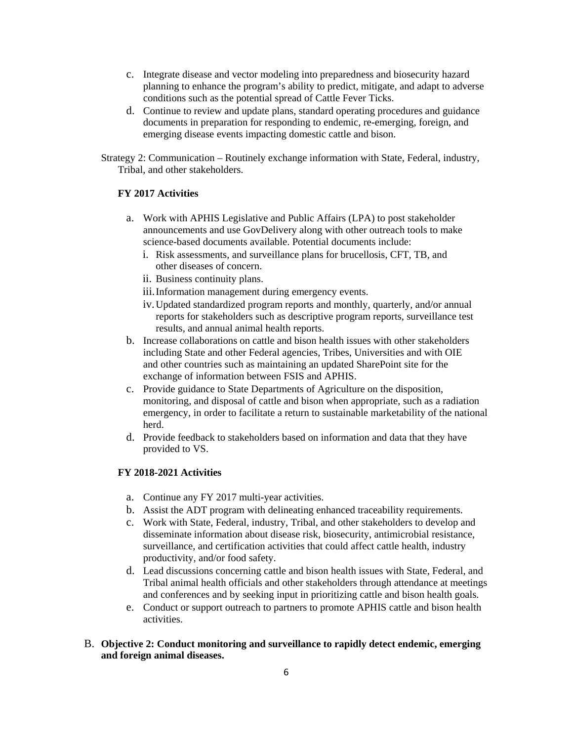c. Integrate disease and vector modeling into preparedness and biosecurity hazard planning to enhance the program's ability to predict, mitigate, and adapt to adverse conditions such as the potential spread of Cattle Fever Ticks.

d. Continue to review and update plans, standard operating procedures and guidance documents in preparation for responding to endemic, re-emerging, foreign, and emerging disease events impacting domestic cattle and bison.

Strategy 2: Communication – Routinely exchange information with State, Federal, industry, Tribal, and other stakeholders.

**FY 2017 Activities**

a. Work with APHIS Legislative and Public Affairs (LPA) to post stakeholder announcements and use GovDelivery along with other outreach tools to make science-based documents available. Potential documents include:
   - i. Risk assessments, and surveillance plans for brucellosis, CFT, TB, and other diseases of concern.
   - ii. Business continuity plans.
   - iii. Information management during emergency events.
   - iv. Updated standardized program reports and monthly, quarterly, and/or annual reports for stakeholders such as descriptive program reports, surveillance test results, and annual animal health reports.

b. Increase collaborations on cattle and bison health issues with other stakeholders including State and other Federal agencies, Tribes, Universities and with OIE and other countries such as maintaining an updated SharePoint site for the exchange of information between FSIS and APHIS.

c. Provide guidance to State Departments of Agriculture on the disposition, monitoring, and disposal of cattle and bison when appropriate, such as a radiation emergency, in order to facilitate a return to sustainable marketability of the national herd.

d. Provide feedback to stakeholders based on information and data that they have provided to VS.

**FY 2018-2021 Activities**

a. Continue any FY 2017 multi-year activities.

b. Assist the ADT program with delineating enhanced traceability requirements.

c. Work with State, Federal, industry, Tribal, and other stakeholders to develop and disseminate information about disease risk, biosecurity, antimicrobial resistance, surveillance, and certification activities that could affect cattle health, industry productivity, and/or food safety.

d. Lead discussions concerning cattle and bison health issues with State, Federal, and Tribal animal health officials and other stakeholders through attendance at meetings and conferences and by seeking input in prioritizing cattle and bison health goals.

e. Conduct or support outreach to partners to promote APHIS cattle and bison health activities.

B. **Objective 2: Conduct monitoring and surveillance to rapidly detect endemic, emerging and foreign animal diseases.**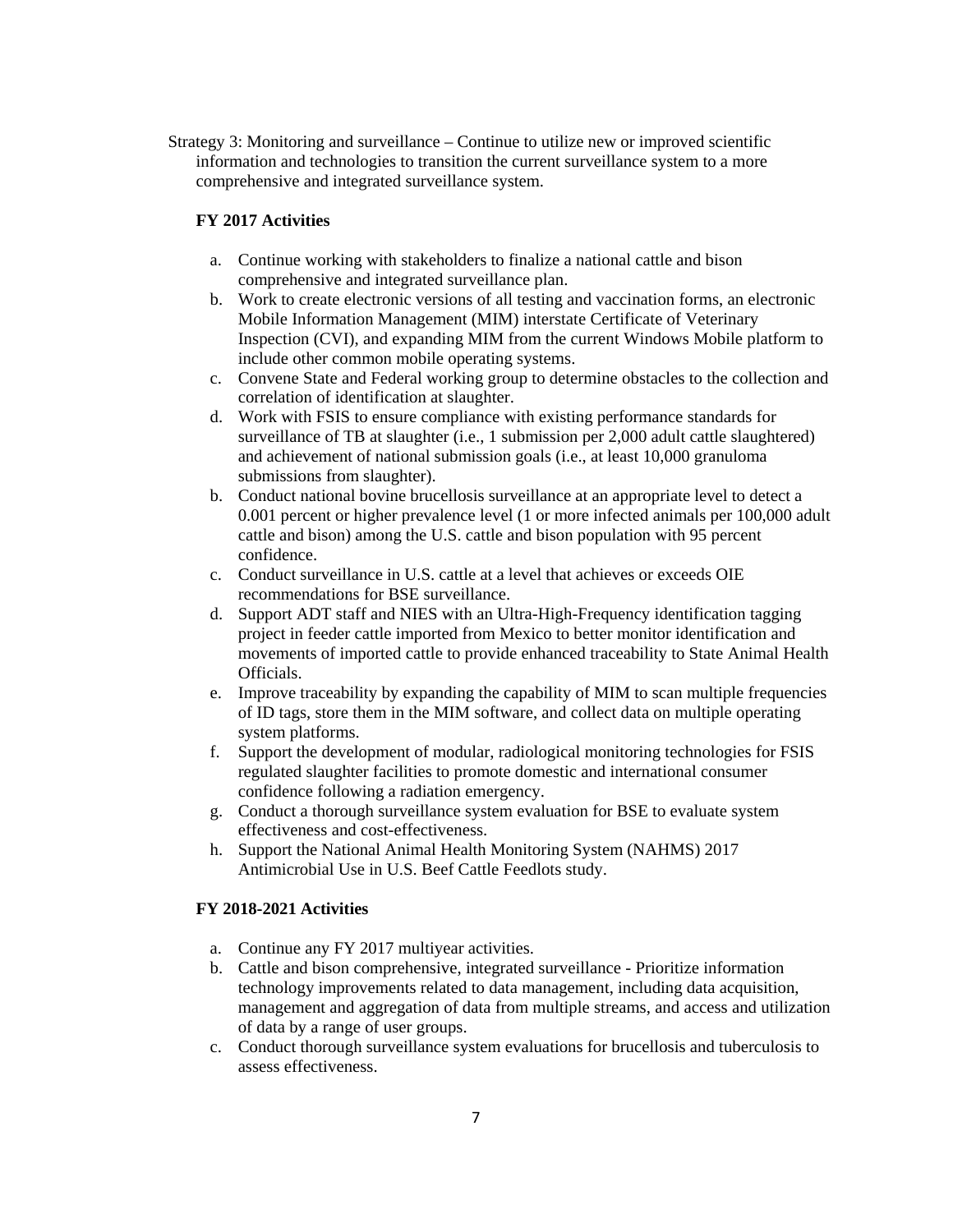Strategy 3: Monitoring and surveillance – Continue to utilize new or improved scientific information and technologies to transition the current surveillance system to a more comprehensive and integrated surveillance system.

**FY 2017 Activities**

a. Continue working with stakeholders to finalize a national cattle and bison comprehensive and integrated surveillance plan.
b. Work to create electronic versions of all testing and vaccination forms, an electronic Mobile Information Management (MIM) interstate Certificate of Veterinary Inspection (CVI), and expanding MIM from the current Windows Mobile platform to include other common mobile operating systems.
c. Convene State and Federal working group to determine obstacles to the collection and correlation of identification at slaughter.
d. Work with FSIS to ensure compliance with existing performance standards for surveillance of TB at slaughter (i.e., 1 submission per 2,000 adult cattle slaughtered) and achievement of national submission goals (i.e., at least 10,000 granuloma submissions from slaughter).
b. Conduct national bovine brucellosis surveillance at an appropriate level to detect a 0.001 percent or higher prevalence level (1 or more infected animals per 100,000 adult cattle and bison) among the U.S. cattle and bison population with 95 percent confidence.
c. Conduct surveillance in U.S. cattle at a level that achieves or exceeds OIE recommendations for BSE surveillance.
d. Support ADT staff and NIES with an Ultra-High-Frequency identification tagging project in feeder cattle imported from Mexico to better monitor identification and movements of imported cattle to provide enhanced traceability to State Animal Health Officials.
e. Improve traceability by expanding the capability of MIM to scan multiple frequencies of ID tags, store them in the MIM software, and collect data on multiple operating system platforms.
f. Support the development of modular, radiological monitoring technologies for FSIS regulated slaughter facilities to promote domestic and international consumer confidence following a radiation emergency.
g. Conduct a thorough surveillance system evaluation for BSE to evaluate system effectiveness and cost-effectiveness.
h. Support the National Animal Health Monitoring System (NAHMS) 2017 Antimicrobial Use in U.S. Beef Cattle Feedlots study.

**FY 2018-2021 Activities**

a. Continue any FY 2017 multiyear activities.
b. Cattle and bison comprehensive, integrated surveillance - Prioritize information technology improvements related to data management, including data acquisition, management and aggregation of data from multiple streams, and access and utilization of data by a range of user groups.
c. Conduct thorough surveillance system evaluations for brucellosis and tuberculosis to assess effectiveness.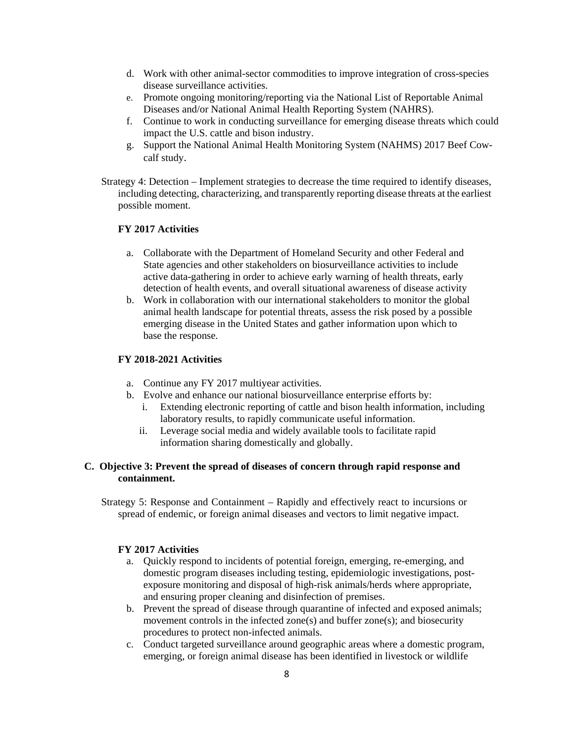d. Work with other animal-sector commodities to improve integration of cross-species disease surveillance activities.
e. Promote ongoing monitoring/reporting via the National List of Reportable Animal Diseases and/or National Animal Health Reporting System (NAHRS).
f. Continue to work in conducting surveillance for emerging disease threats which could impact the U.S. cattle and bison industry.
g. Support the National Animal Health Monitoring System (NAHMS) 2017 Beef Cow-calf study.

Strategy 4: Detection – Implement strategies to decrease the time required to identify diseases, including detecting, characterizing, and transparently reporting disease threats at the earliest possible moment.

**FY 2017 Activities**

a. Collaborate with the Department of Homeland Security and other Federal and State agencies and other stakeholders on biosurveillance activities to include active data-gathering in order to achieve early warning of health threats, early detection of health events, and overall situational awareness of disease activity
b. Work in collaboration with our international stakeholders to monitor the global animal health landscape for potential threats, assess the risk posed by a possible emerging disease in the United States and gather information upon which to base the response.

**FY 2018-2021 Activities**

a. Continue any FY 2017 multiyear activities.
b. Evolve and enhance our national biosurveillance enterprise efforts by:
   i. Extending electronic reporting of cattle and bison health information, including laboratory results, to rapidly communicate useful information.
   ii. Leverage social media and widely available tools to facilitate rapid information sharing domestically and globally.

### C. Objective 3: Prevent the spread of diseases of concern through rapid response and containment.

Strategy 5: Response and Containment – Rapidly and effectively react to incursions or spread of endemic, or foreign animal diseases and vectors to limit negative impact.

**FY 2017 Activities**

a. Quickly respond to incidents of potential foreign, emerging, re-emerging, and domestic program diseases including testing, epidemiologic investigations, post-exposure monitoring and disposal of high-risk animals/herds where appropriate, and ensuring proper cleaning and disinfection of premises.
b. Prevent the spread of disease through quarantine of infected and exposed animals; movement controls in the infected zone(s) and buffer zone(s); and biosecurity procedures to protect non-infected animals.
c. Conduct targeted surveillance around geographic areas where a domestic program, emerging, or foreign animal disease has been identified in livestock or wildlife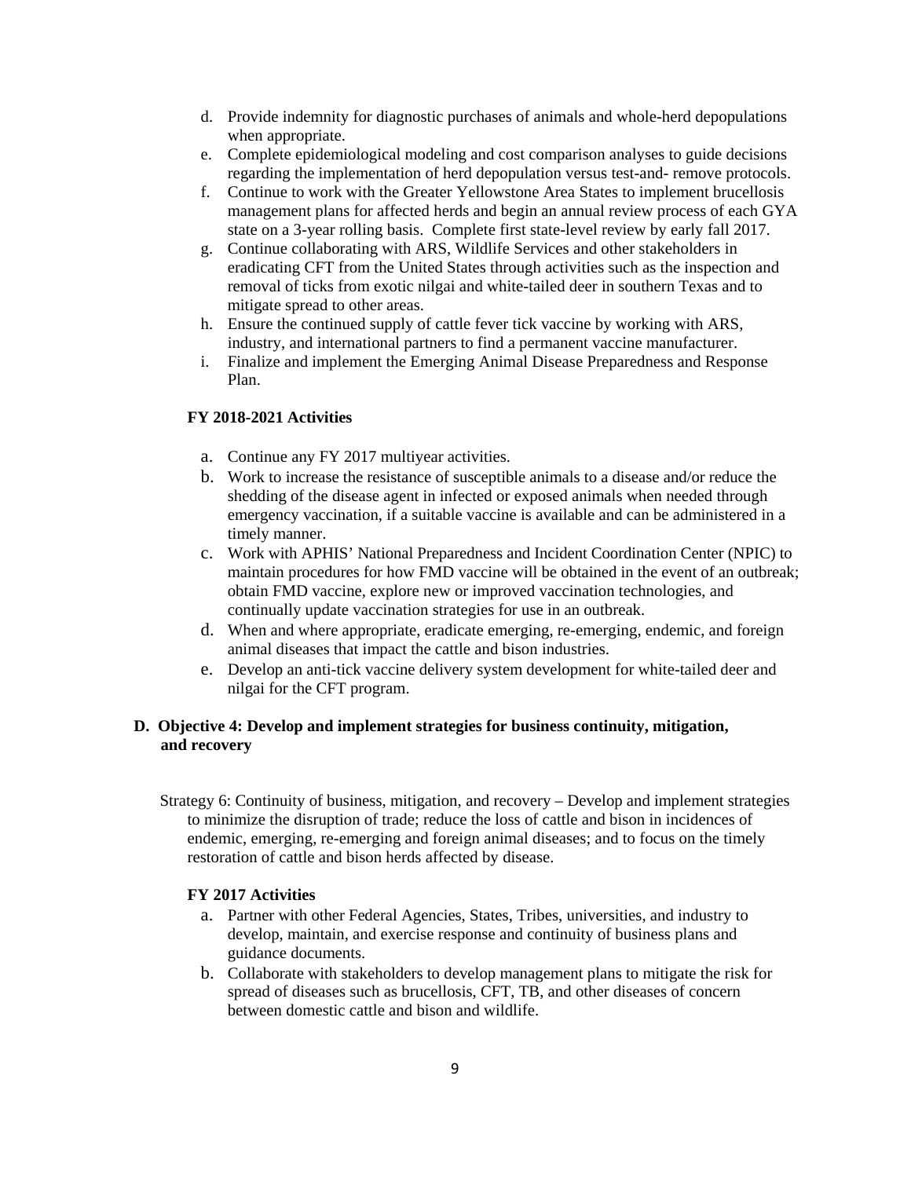d. Provide indemnity for diagnostic purchases of animals and whole-herd depopulations when appropriate.
e. Complete epidemiological modeling and cost comparison analyses to guide decisions regarding the implementation of herd depopulation versus test-and- remove protocols.
f. Continue to work with the Greater Yellowstone Area States to implement brucellosis management plans for affected herds and begin an annual review process of each GYA state on a 3-year rolling basis. Complete first state-level review by early fall 2017.
g. Continue collaborating with ARS, Wildlife Services and other stakeholders in eradicating CFT from the United States through activities such as the inspection and removal of ticks from exotic nilgai and white-tailed deer in southern Texas and to mitigate spread to other areas.
h. Ensure the continued supply of cattle fever tick vaccine by working with ARS, industry, and international partners to find a permanent vaccine manufacturer.
i. Finalize and implement the Emerging Animal Disease Preparedness and Response Plan.

**FY 2018-2021 Activities**

a. Continue any FY 2017 multiyear activities.
b. Work to increase the resistance of susceptible animals to a disease and/or reduce the shedding of the disease agent in infected or exposed animals when needed through emergency vaccination, if a suitable vaccine is available and can be administered in a timely manner.
c. Work with APHIS' National Preparedness and Incident Coordination Center (NPIC) to maintain procedures for how FMD vaccine will be obtained in the event of an outbreak; obtain FMD vaccine, explore new or improved vaccination technologies, and continually update vaccination strategies for use in an outbreak.
d. When and where appropriate, eradicate emerging, re-emerging, endemic, and foreign animal diseases that impact the cattle and bison industries.
e. Develop an anti-tick vaccine delivery system development for white-tailed deer and nilgai for the CFT program.

## D. Objective 4: Develop and implement strategies for business continuity, mitigation, and recovery

Strategy 6: Continuity of business, mitigation, and recovery – Develop and implement strategies to minimize the disruption of trade; reduce the loss of cattle and bison in incidences of endemic, emerging, re-emerging and foreign animal diseases; and to focus on the timely restoration of cattle and bison herds affected by disease.

**FY 2017 Activities**

a. Partner with other Federal Agencies, States, Tribes, universities, and industry to develop, maintain, and exercise response and continuity of business plans and guidance documents.
b. Collaborate with stakeholders to develop management plans to mitigate the risk for spread of diseases such as brucellosis, CFT, TB, and other diseases of concern between domestic cattle and bison and wildlife.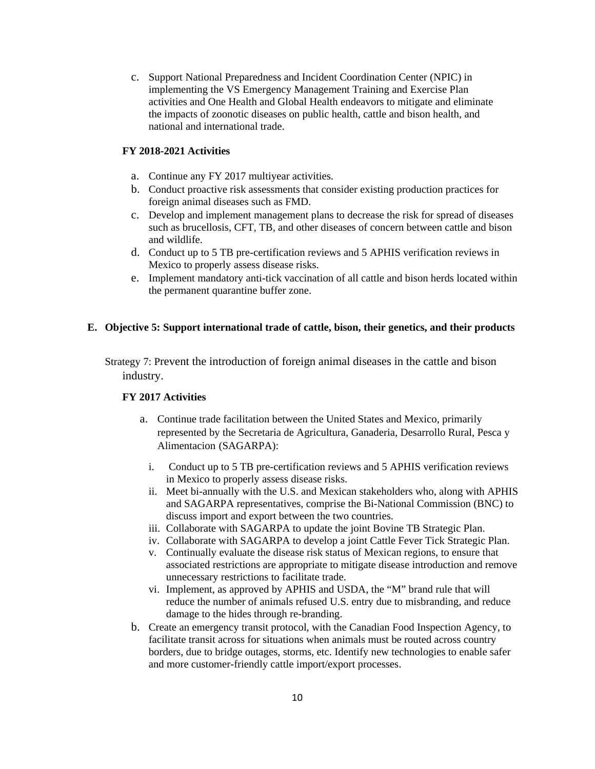c. Support National Preparedness and Incident Coordination Center (NPIC) in implementing the VS Emergency Management Training and Exercise Plan activities and One Health and Global Health endeavors to mitigate and eliminate the impacts of zoonotic diseases on public health, cattle and bison health, and national and international trade.

**FY 2018-2021 Activities**

a. Continue any FY 2017 multiyear activities.
b. Conduct proactive risk assessments that consider existing production practices for foreign animal diseases such as FMD.
c. Develop and implement management plans to decrease the risk for spread of diseases such as brucellosis, CFT, TB, and other diseases of concern between cattle and bison and wildlife.
d. Conduct up to 5 TB pre-certification reviews and 5 APHIS verification reviews in Mexico to properly assess disease risks.
e. Implement mandatory anti-tick vaccination of all cattle and bison herds located within the permanent quarantine buffer zone.

## E. Objective 5: Support international trade of cattle, bison, their genetics, and their products

Strategy 7: Prevent the introduction of foreign animal diseases in the cattle and bison industry.

**FY 2017 Activities**

a. Continue trade facilitation between the United States and Mexico, primarily represented by the Secretaria de Agricultura, Ganaderia, Desarrollo Rural, Pesca y Alimentacion (SAGARPA):
   i. Conduct up to 5 TB pre-certification reviews and 5 APHIS verification reviews in Mexico to properly assess disease risks.
   ii. Meet bi-annually with the U.S. and Mexican stakeholders who, along with APHIS and SAGARPA representatives, comprise the Bi-National Commission (BNC) to discuss import and export between the two countries.
   iii. Collaborate with SAGARPA to update the joint Bovine TB Strategic Plan.
   iv. Collaborate with SAGARPA to develop a joint Cattle Fever Tick Strategic Plan.
   v. Continually evaluate the disease risk status of Mexican regions, to ensure that associated restrictions are appropriate to mitigate disease introduction and remove unnecessary restrictions to facilitate trade.
   vi. Implement, as approved by APHIS and USDA, the "M" brand rule that will reduce the number of animals refused U.S. entry due to misbranding, and reduce damage to the hides through re-branding.
b. Create an emergency transit protocol, with the Canadian Food Inspection Agency, to facilitate transit across for situations when animals must be routed across country borders, due to bridge outages, storms, etc. Identify new technologies to enable safer and more customer-friendly cattle import/export processes.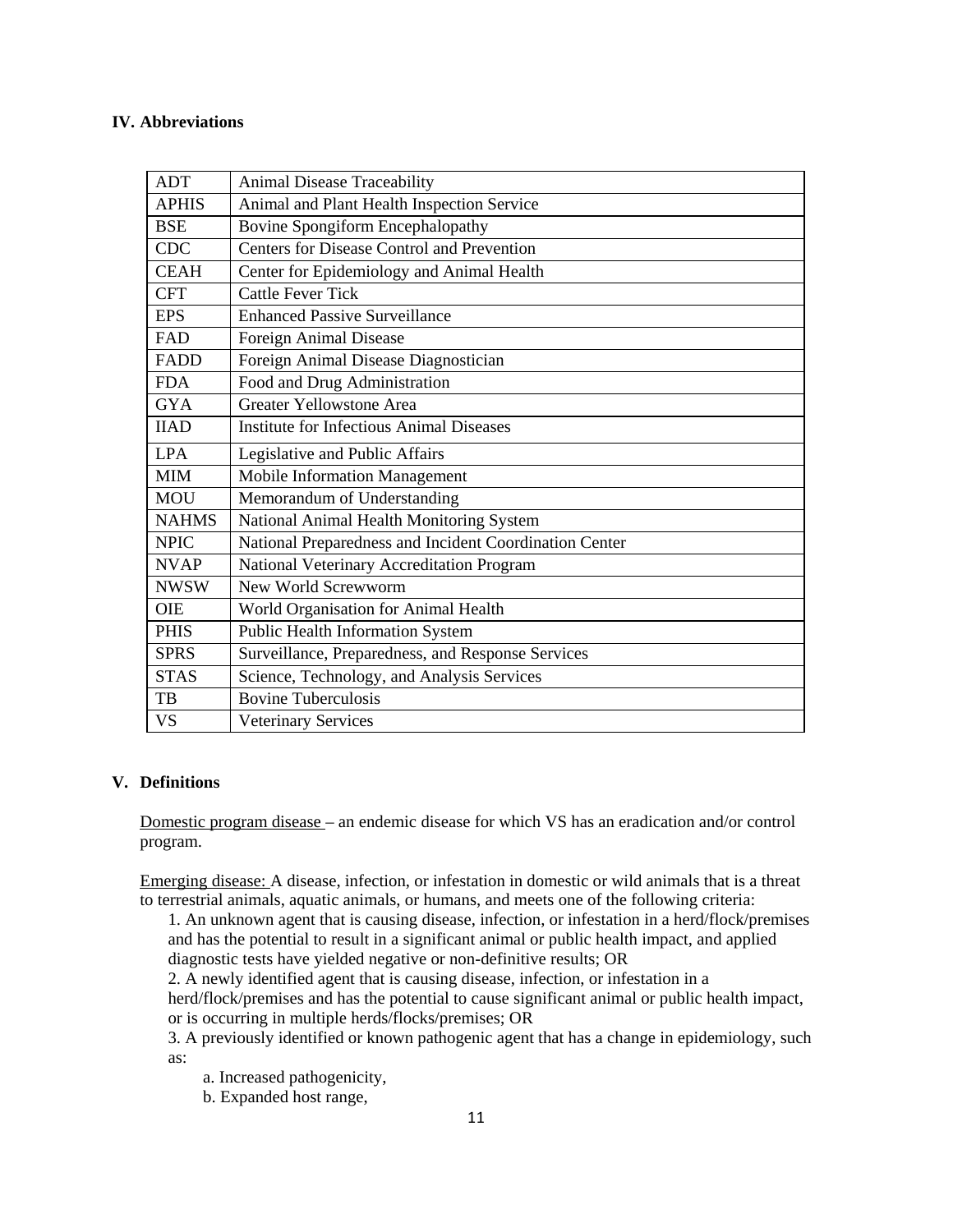## IV. Abbreviations

| | |
|---|---|
| ADT | Animal Disease Traceability |
| APHIS | Animal and Plant Health Inspection Service |
| BSE | Bovine Spongiform Encephalopathy |
| CDC | Centers for Disease Control and Prevention |
| CEAH | Center for Epidemiology and Animal Health |
| CFT | Cattle Fever Tick |
| EPS | Enhanced Passive Surveillance |
| FAD | Foreign Animal Disease |
| FADD | Foreign Animal Disease Diagnostician |
| FDA | Food and Drug Administration |
| GYA | Greater Yellowstone Area |
| IIAD | Institute for Infectious Animal Diseases |
| LPA | Legislative and Public Affairs |
| MIM | Mobile Information Management |
| MOU | Memorandum of Understanding |
| NAHMS | National Animal Health Monitoring System |
| NPIC | National Preparedness and Incident Coordination Center |
| NVAP | National Veterinary Accreditation Program |
| NWSW | New World Screwworm |
| OIE | World Organisation for Animal Health |
| PHIS | Public Health Information System |
| SPRS | Surveillance, Preparedness, and Response Services |
| STAS | Science, Technology, and Analysis Services |
| TB | Bovine Tuberculosis |
| VS | Veterinary Services |

## V. Definitions

Domestic program disease – an endemic disease for which VS has an eradication and/or control program.

Emerging disease: A disease, infection, or infestation in domestic or wild animals that is a threat to terrestrial animals, aquatic animals, or humans, and meets one of the following criteria:

1. An unknown agent that is causing disease, infection, or infestation in a herd/flock/premises and has the potential to result in a significant animal or public health impact, and applied diagnostic tests have yielded negative or non-definitive results; OR
2. A newly identified agent that is causing disease, infection, or infestation in a herd/flock/premises and has the potential to cause significant animal or public health impact, or is occurring in multiple herds/flocks/premises; OR
3. A previously identified or known pathogenic agent that has a change in epidemiology, such as:
    a. Increased pathogenicity,
    b. Expanded host range,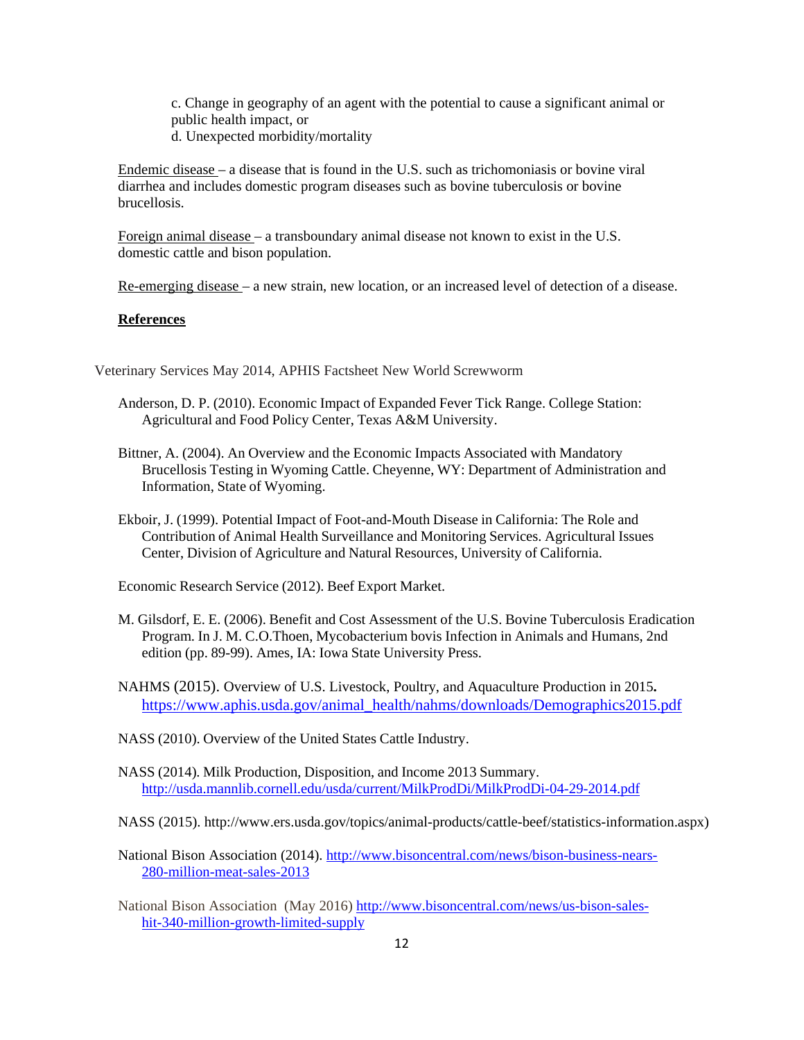c. Change in geography of an agent with the potential to cause a significant animal or public health impact, or
d. Unexpected morbidity/mortality

Endemic disease – a disease that is found in the U.S. such as trichomoniasis or bovine viral diarrhea and includes domestic program diseases such as bovine tuberculosis or bovine brucellosis.

Foreign animal disease – a transboundary animal disease not known to exist in the U.S. domestic cattle and bison population.

Re-emerging disease – a new strain, new location, or an increased level of detection of a disease.

## References

Veterinary Services May 2014, APHIS Factsheet New World Screwworm

Anderson, D. P. (2010). Economic Impact of Expanded Fever Tick Range. College Station: Agricultural and Food Policy Center, Texas A&M University.

Bittner, A. (2004). An Overview and the Economic Impacts Associated with Mandatory Brucellosis Testing in Wyoming Cattle. Cheyenne, WY: Department of Administration and Information, State of Wyoming.

Ekboir, J. (1999). Potential Impact of Foot-and-Mouth Disease in California: The Role and Contribution of Animal Health Surveillance and Monitoring Services. Agricultural Issues Center, Division of Agriculture and Natural Resources, University of California.

Economic Research Service (2012). Beef Export Market.

M. Gilsdorf, E. E. (2006). Benefit and Cost Assessment of the U.S. Bovine Tuberculosis Eradication Program. In J. M. C.O.Thoen, Mycobacterium bovis Infection in Animals and Humans, 2nd edition (pp. 89-99). Ames, IA: Iowa State University Press.

NAHMS (2015). Overview of U.S. Livestock, Poultry, and Aquaculture Production in 2015. https://www.aphis.usda.gov/animal_health/nahms/downloads/Demographics2015.pdf

NASS (2010). Overview of the United States Cattle Industry.

NASS (2014). Milk Production, Disposition, and Income 2013 Summary. http://usda.mannlib.cornell.edu/usda/current/MilkProdDi/MilkProdDi-04-29-2014.pdf

NASS (2015). http://www.ers.usda.gov/topics/animal-products/cattle-beef/statistics-information.aspx)

National Bison Association (2014). http://www.bisoncentral.com/news/bison-business-nears-280-million-meat-sales-2013

National Bison Association (May 2016) http://www.bisoncentral.com/news/us-bison-sales-hit-340-million-growth-limited-supply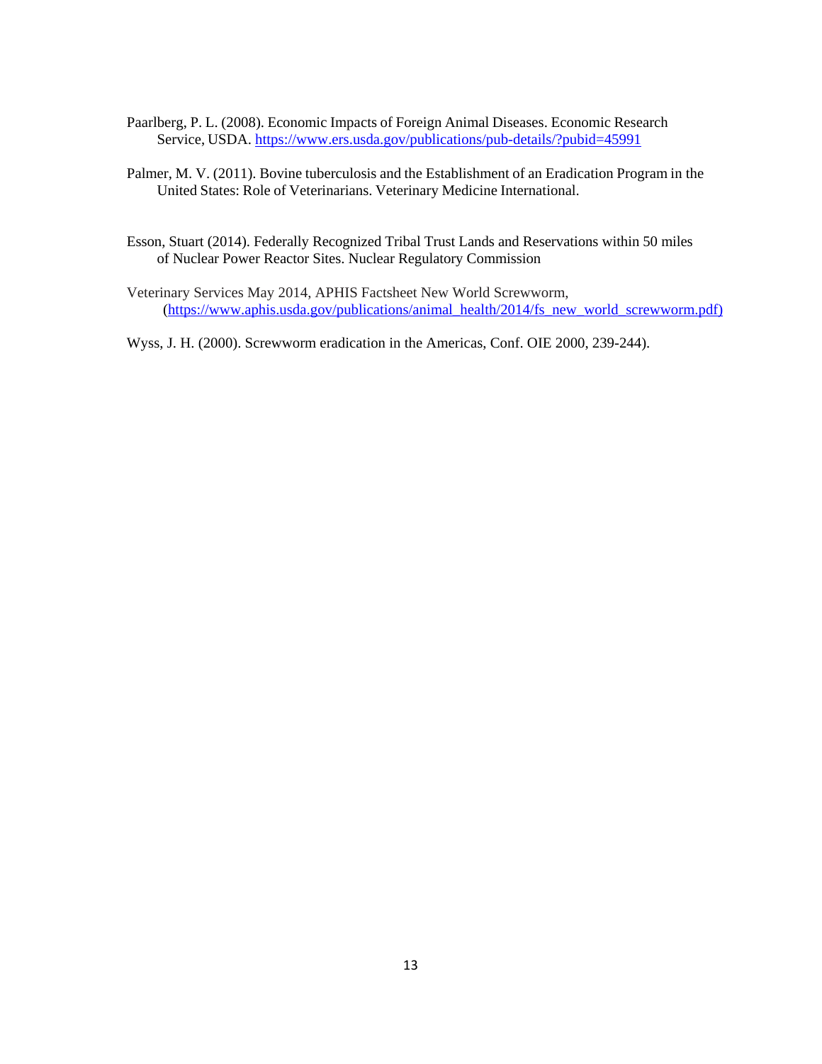Paarlberg, P. L. (2008). Economic Impacts of Foreign Animal Diseases. Economic Research Service, USDA. https://www.ers.usda.gov/publications/pub-details/?pubid=45991

Palmer, M. V. (2011). Bovine tuberculosis and the Establishment of an Eradication Program in the United States: Role of Veterinarians. Veterinary Medicine International.

Esson, Stuart (2014). Federally Recognized Tribal Trust Lands and Reservations within 50 miles of Nuclear Power Reactor Sites. Nuclear Regulatory Commission

Veterinary Services May 2014, APHIS Factsheet New World Screwworm, (https://www.aphis.usda.gov/publications/animal_health/2014/fs_new_world_screwworm.pdf)

Wyss, J. H. (2000). Screwworm eradication in the Americas, Conf. OIE 2000, 239-244).